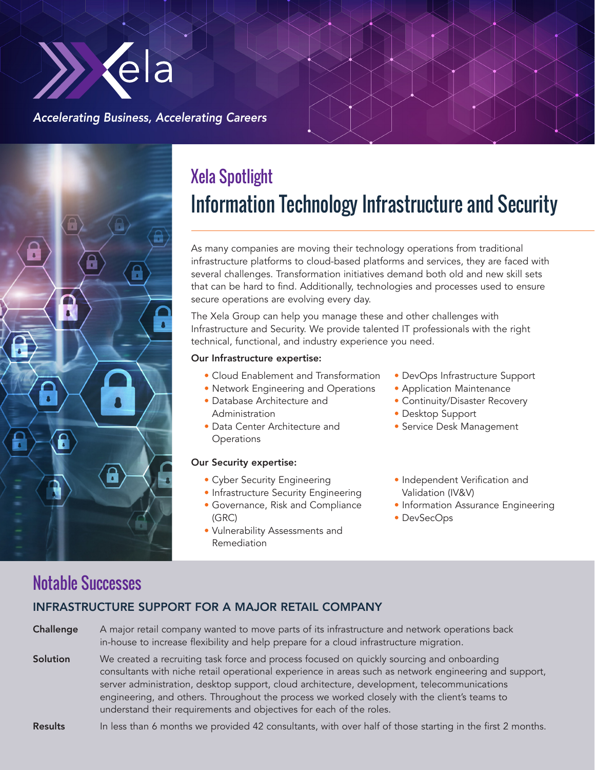Xela

*Accelerating Business, Accelerating Careers*

## Xela Spotlight

# Information Technology Infrastructure and Security

As many companies are moving their technology operations from traditional infrastructure platforms to cloud-based platforms and services, they are faced with several challenges. Transformation initiatives demand both old and new skill sets that can be hard to find. Additionally, technologies and processes used to ensure secure operations are evolving every day.

The Xela Group can help you manage these and other challenges with Infrastructure and Security. We provide talented IT professionals with the right technical, functional, and industry experience you need.

**Our Infrastructure expertise:**

- Cloud Enablement and Transformation
- Network Engineering and Operations
- Database Architecture and Administration
- Data Center Architecture and Operations
- DevOps Infrastructure Support
- Application Maintenance
- Continuity/Disaster Recovery
- Desktop Support
- Service Desk Management

**Our Security expertise:**

- Cyber Security Engineering
- Infrastructure Security Engineering
- Governance, Risk and Compliance (GRC)
- Vulnerability Assessments and Remediation
- Independent Verification and Validation (IV&V)
- Information Assurance Engineering
- DevSecOps

## Notable Successes

### INFRASTRUCTURE SUPPORT FOR A MAJOR RETAIL COMPANY

**Challenge** A major retail company wanted to move parts of its infrastructure and network operations back in-house to increase flexibility and help prepare for a cloud infrastructure migration.

**Solution** We created a recruiting task force and process focused on quickly sourcing and onboarding consultants with niche retail operational experience in areas such as network engineering and support, server administration, desktop support, cloud architecture, development, telecommunications engineering, and others. Throughout the process we worked closely with the client's teams to understand their requirements and objectives for each of the roles.

**Results** In less than 6 months we provided 42 consultants, with over half of those starting in the first 2 months.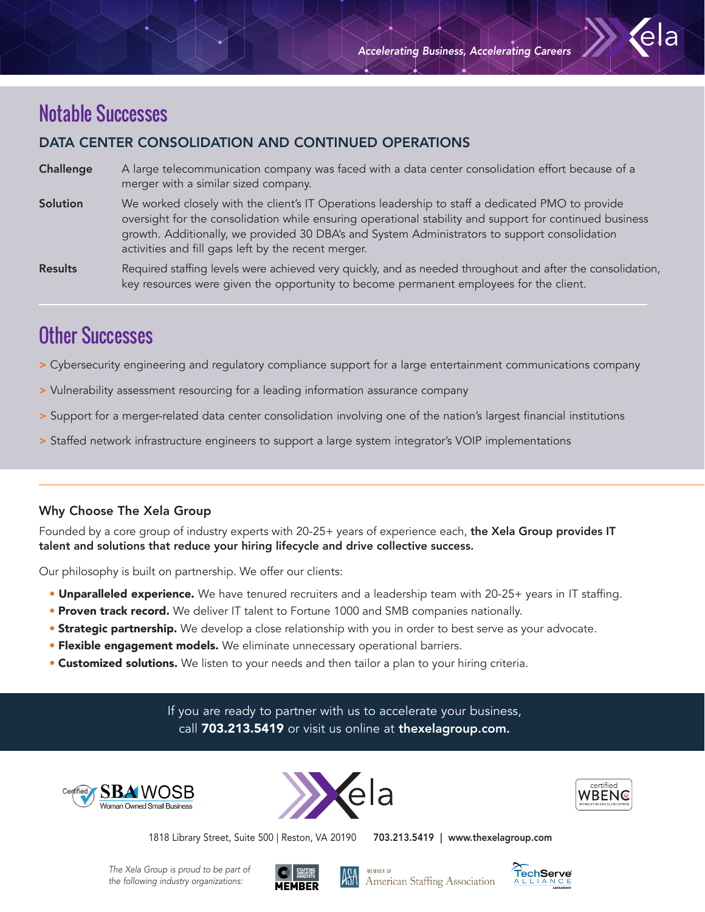*Accelerating Business, Accelerating Careers*

# Notable Successes

### DATA CENTER CONSOLIDATION AND CONTINUED OPERATIONS

**Challenge** A large telecommunication company was faced with a data center consolidation effort because of a merger with a similar sized company.

**Solution** We worked closely with the client's IT Operations leadership to staff a dedicated PMO to provide oversight for the consolidation while ensuring operational stability and support for continued business growth. Additionally, we provided 30 DBA's and System Administrators to support consolidation activities and fill gaps left by the recent merger.

**Results** Required staffing levels were achieved very quickly, and as needed throughout and after the consolidation, key resources were given the opportunity to become permanent employees for the client.

# Other Successes

> Cybersecurity engineering and regulatory compliance support for a large entertainment communications company

> Vulnerability assessment resourcing for a leading information assurance company

> Support for a merger-related data center consolidation involving one of the nation's largest financial institutions

> Staffed network infrastructure engineers to support a large system integrator's VOIP implementations

### Why Choose The Xela Group

Founded by a core group of industry experts with 20-25+ years of experience each, **the Xela Group provides IT talent and solutions that reduce your hiring lifecycle and drive collective success.**

Our philosophy is built on partnership. We offer our clients:

- **Unparalleled experience.** We have tenured recruiters and a leadership team with 20-25+ years in IT staffing.
- **Proven track record.** We deliver IT talent to Fortune 1000 and SMB companies nationally.
- **Strategic partnership.** We develop a close relationship with you in order to best serve as your advocate.
- **Flexible engagement models.** We eliminate unnecessary operational barriers.
- **Customized solutions.** We listen to your needs and then tailor a plan to your hiring criteria.

If you are ready to partner with us to accelerate your business, call **703.213.5419** or visit us online at **thexelagroup.com.**

Certified SBA WOSB Woman Owned Small Business | Xela | certified WBENC Women's Business Enterprise

1818 Library Street, Suite 500 | Reston, VA 20190 **703.213.5419 | www.thexelagroup.com**

*The Xela Group is proud to be part of the following industry organizations:*

Staffing Industry Analysts MEMBER | Member of American Staffing Association | TechServe Alliance Member